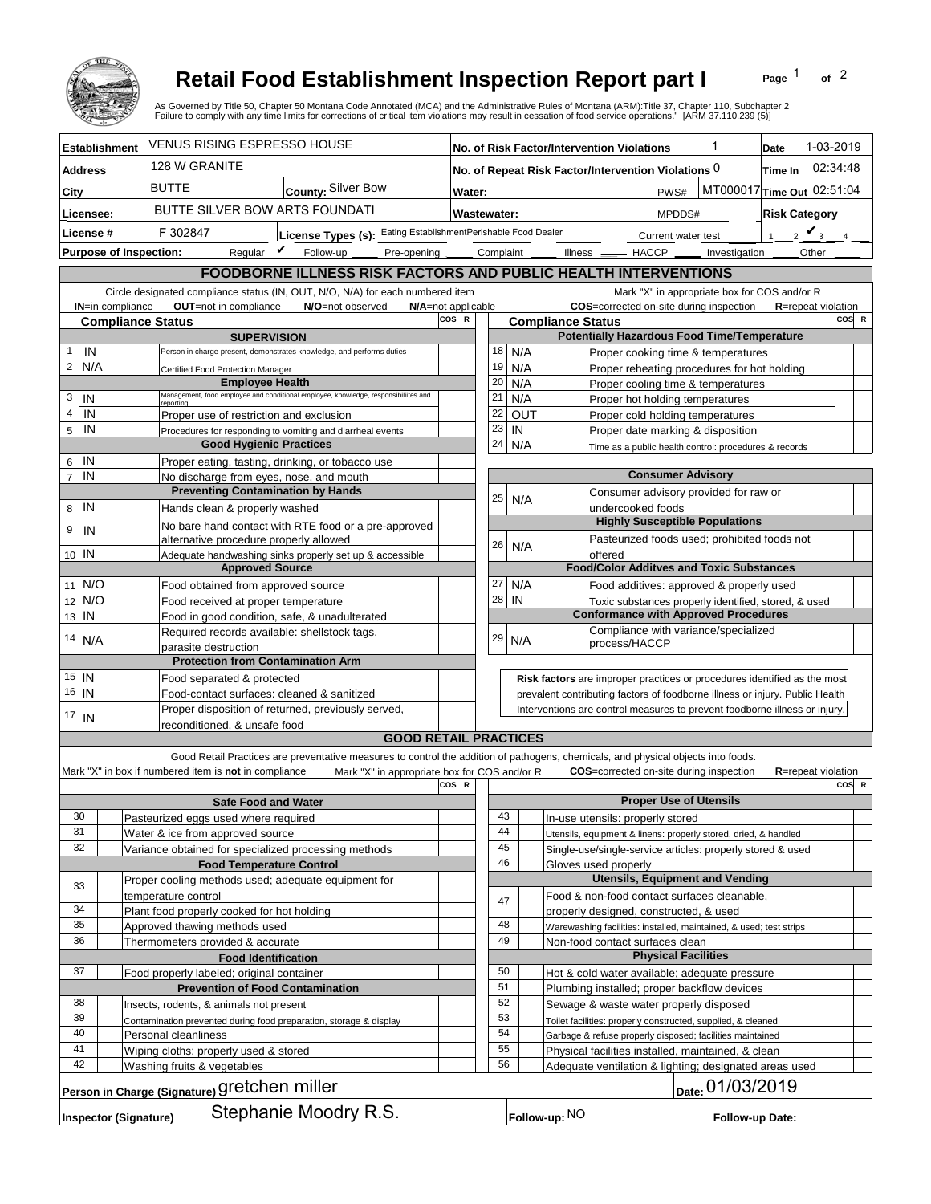# Retail Food Establishment Inspection Report part I

As Governed by Title 50, Chapter 50 Montana Code Annotated (MCA) and the Administrative Rules of Montana (ARM):Title 37, Chapter 110, Subchapter 2
Failure to comply with any time limits for corrections of critical item violations may result in cessation of food service operations." [ARM 37.110.239 (5)]

| | | | |
|---|---|---|---|
| **Establishment** VENUS RISING ESPRESSO HOUSE | | **No. of Risk Factor/Intervention Violations** 1 | **Date** 1-03-2019 |
| **Address** 128 W GRANITE | | **No. of Repeat Risk Factor/Intervention Violations** 0 | **Time In** 02:34:48 |
| **City** BUTTE | **County:** Silver Bow | **Water:** PWS# MT000017 | **Time Out** 02:51:04 |
| **Licensee:** BUTTE SILVER BOW ARTS FOUNDATI | | **Wastewater:** MPDDS# | **Risk Category** |
| **License #** F 302847 | **License Types (s):** Eating EstablishmentPerishable Food Dealer | Current water test | 1 __ 2 ✔ 3 __ 4 __ |

**Purpose of Inspection:** Regular ✔ Follow-up ____ Pre-opening ____ Complaint ____ Illness ____ HACCP ____ Investigation ____ Other ____

## FOODBORNE ILLNESS RISK FACTORS AND PUBLIC HEALTH INTERVENTIONS

Circle designated compliance status (IN, OUT, N/O, N/A) for each numbered item — Mark "X" in appropriate box for COS and/or R

**IN**=in compliance **OUT**=not in compliance **N/O**=not observed **N/A**=not applicable **COS**=corrected on-site during inspection **R**=repeat violation

| # | Compliance Status | Item | COS | R |
|---|---|---|---|---|
| | | **Supervision** | | |
| 1 | IN | Person in charge present, demonstrates knowledge, and performs duties | | |
| 2 | N/A | Certified Food Protection Manager | | |
| | | **Employee Health** | | |
| 3 | IN | Management, food employee and conditional employee, knowledge, responsibilities and reporting. | | |
| 4 | IN | Proper use of restriction and exclusion | | |
| 5 | IN | Procedures for responding to vomiting and diarrheal events | | |
| | | **Good Hygienic Practices** | | |
| 6 | IN | Proper eating, tasting, drinking, or tobacco use | | |
| 7 | IN | No discharge from eyes, nose, and mouth | | |
| | | **Preventing Contamination by Hands** | | |
| 8 | IN | Hands clean & properly washed | | |
| 9 | IN | No bare hand contact with RTE food or a pre-approved alternative procedure properly allowed | | |
| 10 | IN | Adequate handwashing sinks properly set up & accessible | | |
| | | **Approved Source** | | |
| 11 | N/O | Food obtained from approved source | | |
| 12 | N/O | Food received at proper temperature | | |
| 13 | IN | Food in good condition, safe, & unadulterated | | |
| 14 | N/A | Required records available: shellstock tags, parasite destruction | | |
| | | **Protection from Contamination Arm** | | |
| 15 | IN | Food separated & protected | | |
| 16 | IN | Food-contact surfaces: cleaned & sanitized | | |
| 17 | IN | Proper disposition of returned, previously served, reconditioned, & unsafe food | | |
| | | **Potentially Hazardous Food Time/Temperature** | | |
| 18 | N/A | Proper cooking time & temperatures | | |
| 19 | N/A | Proper reheating procedures for hot holding | | |
| 20 | N/A | Proper cooling time & temperatures | | |
| 21 | N/A | Proper hot holding temperatures | | |
| 22 | OUT | Proper cold holding temperatures | | |
| 23 | IN | Proper date marking & disposition | | |
| 24 | N/A | Time as a public health control: procedures & records | | |
| | | **Consumer Advisory** | | |
| 25 | N/A | Consumer advisory provided for raw or undercooked foods | | |
| | | **Highly Susceptible Populations** | | |
| 26 | N/A | Pasteurized foods used; prohibited foods not offered | | |
| | | **Food/Color Additves and Toxic Substances** | | |
| 27 | N/A | Food additives: approved & properly used | | |
| 28 | IN | Toxic substances properly identified, stored, & used | | |
| | | **Conformance with Approved Procedures** | | |
| 29 | N/A | Compliance with variance/specialized process/HACCP | | |

**Risk factors** are improper practices or procedures identified as the most prevalent contributing factors of foodborne illness or injury. Public Health Interventions are control measures to prevent foodborne illness or injury.

## GOOD RETAIL PRACTICES

Good Retail Practices are preventative measures to control the addition of pathogens, chemicals, and physical objects into foods.

Mark "X" in box if numbered item is **not** in compliance — Mark "X" in appropriate box for COS and/or R — **COS**=corrected on-site during inspection **R**=repeat violation

| # | X | Item | COS | R |
|---|---|---|---|---|
| | | **Safe Food and Water** | | |
| 30 | | Pasteurized eggs used where required | | |
| 31 | | Water & ice from approved source | | |
| 32 | | Variance obtained for specialized processing methods | | |
| | | **Food Temperature Control** | | |
| 33 | | Proper cooling methods used; adequate equipment for temperature control | | |
| 34 | | Plant food properly cooked for hot holding | | |
| 35 | | Approved thawing methods used | | |
| 36 | | Thermometers provided & accurate | | |
| | | **Food Identification** | | |
| 37 | | Food properly labeled; original container | | |
| | | **Prevention of Food Contamination** | | |
| 38 | | Insects, rodents, & animals not present | | |
| 39 | | Contamination prevented during food preparation, storage & display | | |
| 40 | | Personal cleanliness | | |
| 41 | | Wiping cloths: properly used & stored | | |
| 42 | | Washing fruits & vegetables | | |
| | | **Proper Use of Utensils** | | |
| 43 | | In-use utensils: properly stored | | |
| 44 | | Utensils, equipment & linens: properly stored, dried, & handled | | |
| 45 | | Single-use/single-service articles: properly stored & used | | |
| 46 | | Gloves used properly | | |
| | | **Utensils, Equipment and Vending** | | |
| 47 | | Food & non-food contact surfaces cleanable, properly designed, constructed, & used | | |
| 48 | | Warewashing facilities: installed, maintained, & used; test strips | | |
| 49 | | Non-food contact surfaces clean | | |
| | | **Physical Facilities** | | |
| 50 | | Hot & cold water available; adequate pressure | | |
| 51 | | Plumbing installed; proper backflow devices | | |
| 52 | | Sewage & waste water properly disposed | | |
| 53 | | Toilet facilities: properly constructed, supplied, & cleaned | | |
| 54 | | Garbage & refuse properly disposed; facilities maintained | | |
| 55 | | Physical facilities installed, maintained, & clean | | |
| 56 | | Adequate ventilation & lighting; designated areas used | | |

**Person in Charge (Signature)** gretchen miller — **Date:** 01/03/2019

**Inspector (Signature)** Stephanie Moodry R.S. — **Follow-up:** NO — **Follow-up Date:**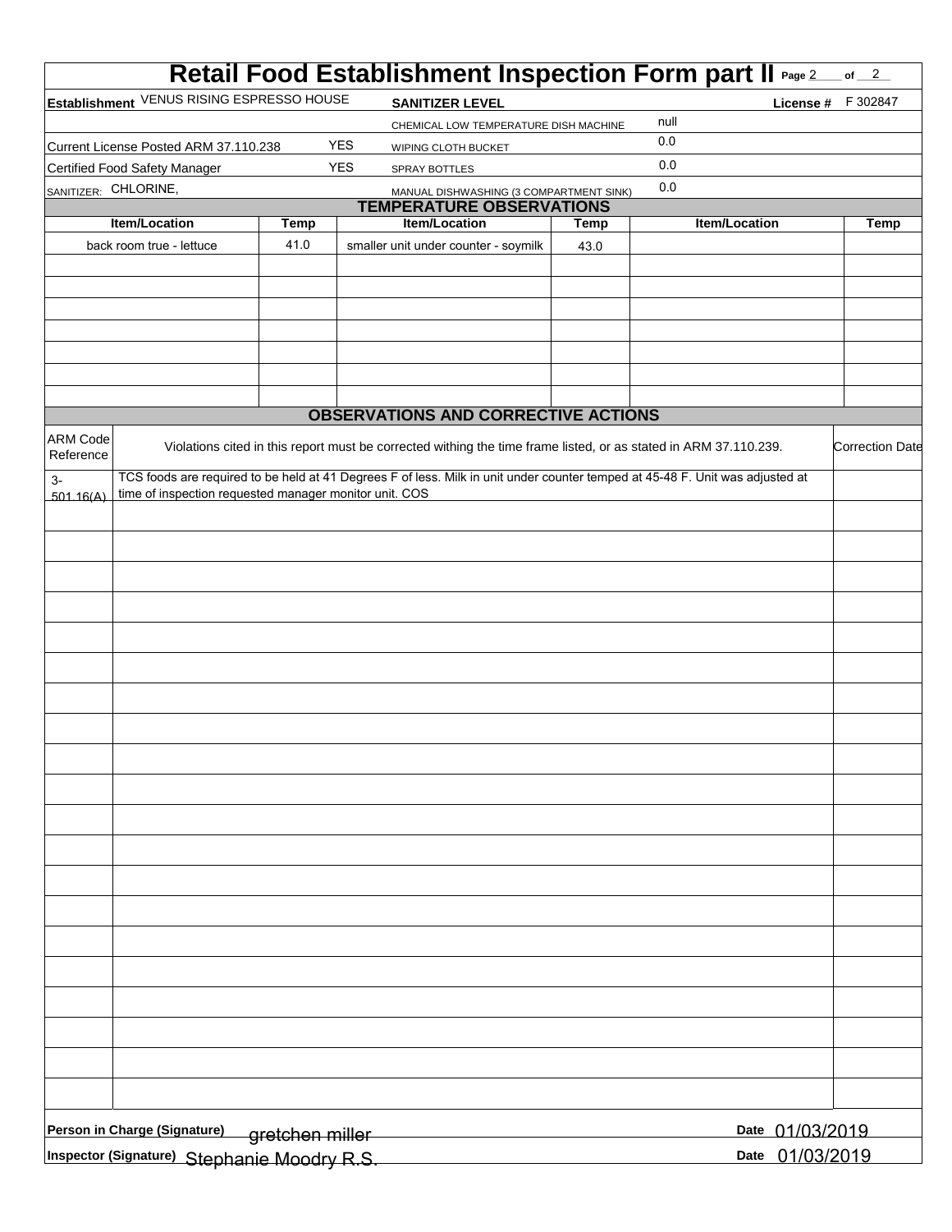# Retail Food Establishment Inspection Form part II

**Establishment** VENUS RISING ESPRESSO HOUSE

**License #** F 302847

| | | | |
|---|---|---|---|
| | | **SANITIZER LEVEL** | |
| | | CHEMICAL LOW TEMPERATURE DISH MACHINE | null |
| Current License Posted ARM 37.110.238 | YES | WIPING CLOTH BUCKET | 0.0 |
| Certified Food Safety Manager | YES | SPRAY BOTTLES | 0.0 |
| SANITIZER: CHLORINE, | | MANUAL DISHWASHING (3 COMPARTMENT SINK) | 0.0 |

## TEMPERATURE OBSERVATIONS

| Item/Location | Temp | Item/Location | Temp | Item/Location | Temp |
|---|---|---|---|---|---|
| back room true - lettuce | 41.0 | smaller unit under counter - soymilk | 43.0 | | |

## OBSERVATIONS AND CORRECTIVE ACTIONS

| ARM Code Reference | Violations cited in this report must be corrected withing the time frame listed, or as stated in ARM 37.110.239. | Correction Date |
|---|---|---|
| 3-501.16(A) | TCS foods are required to be held at 41 Degrees F of less. Milk in unit under counter temped at 45-48 F. Unit was adjusted at time of inspection requested manager monitor unit. COS | |

**Person in Charge (Signature)** gretchen miller **Date** 01/03/2019

**Inspector (Signature)** Stephanie Moodry R.S. **Date** 01/03/2019